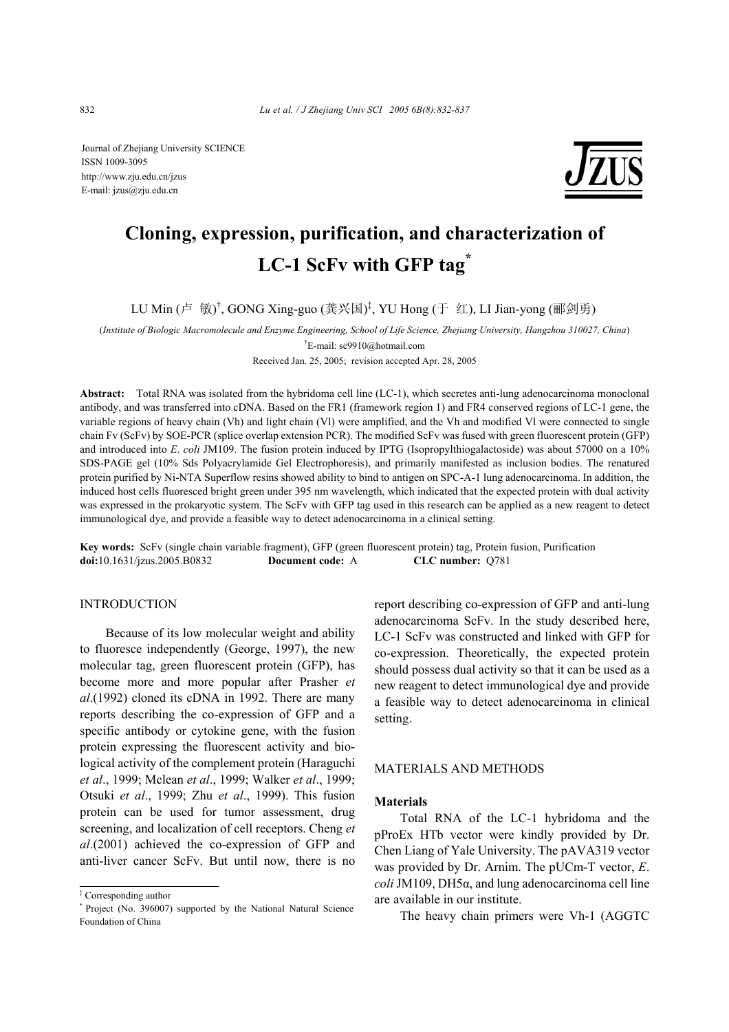Journal of Zhejiang University SCIENCE
ISSN 1009-3095
http://www.zju.edu.cn/jzus
E-mail: jzus@zju.edu.cn

# Cloning, expression, purification, and characterization of LC-1 ScFv with GFP tag*

LU Min (卢 敏)[†], GONG Xing-guo (龚兴国)[‡], YU Hong (于 红), LI Jian-yong (郦剑勇)

(*Institute of Biologic Macromolecule and Enzyme Engineering, School of Life Science, Zhejiang University, Hangzhou 310027, China*)

[†]E-mail: sc9910@hotmail.com

Received Jan. 25, 2005; revision accepted Apr. 28, 2005

**Abstract:** Total RNA was isolated from the hybridoma cell line (LC-1), which secretes anti-lung adenocarcinoma monoclonal antibody, and was transferred into cDNA. Based on the FR1 (framework region 1) and FR4 conserved regions of LC-1 gene, the variable regions of heavy chain (Vh) and light chain (Vl) were amplified, and the Vh and modified Vl were connected to single chain Fv (ScFv) by SOE-PCR (splice overlap extension PCR). The modified ScFv was fused with green fluorescent protein (GFP) and introduced into *E. coli* JM109. The fusion protein induced by IPTG (Isopropylthiogalactoside) was about 57000 on a 10% SDS-PAGE gel (10% Sds Polyacrylamide Gel Electrophoresis), and primarily manifested as inclusion bodies. The renatured protein purified by Ni-NTA Superflow resins showed ability to bind to antigen on SPC-A-1 lung adenocarcinoma. In addition, the induced host cells fluoresced bright green under 395 nm wavelength, which indicated that the expected protein with dual activity was expressed in the prokaryotic system. The ScFv with GFP tag used in this research can be applied as a new reagent to detect immunological dye, and provide a feasible way to detect adenocarcinoma in a clinical setting.

**Key words:** ScFv (single chain variable fragment), GFP (green fluorescent protein) tag, Protein fusion, Purification
**doi:**10.1631/jzus.2005.B0832 **Document code:** A **CLC number:** Q781

## INTRODUCTION

Because of its low molecular weight and ability to fluoresce independently (George, 1997), the new molecular tag, green fluorescent protein (GFP), has become more and more popular after Prasher *et al*.(1992) cloned its cDNA in 1992. There are many reports describing the co-expression of GFP and a specific antibody or cytokine gene, with the fusion protein expressing the fluorescent activity and biological activity of the complement protein (Haraguchi *et al*., 1999; Mclean *et al*., 1999; Walker *et al*., 1999; Otsuki *et al*., 1999; Zhu *et al*., 1999). This fusion protein can be used for tumor assessment, drug screening, and localization of cell receptors. Cheng *et al*.(2001) achieved the co-expression of GFP and anti-liver cancer ScFv. But until now, there is no report describing co-expression of GFP and anti-lung adenocarcinoma ScFv. In the study described here, LC-1 ScFv was constructed and linked with GFP for co-expression. Theoretically, the expected protein should possess dual activity so that it can be used as a new reagent to detect immunological dye and provide a feasible way to detect adenocarcinoma in clinical setting.

## MATERIALS AND METHODS

### Materials

Total RNA of the LC-1 hybridoma and the pProEx HTb vector were kindly provided by Dr. Chen Liang of Yale University. The pAVA319 vector was provided by Dr. Arnim. The pUCm-T vector, *E. coli* JM109, DH5α, and lung adenocarcinoma cell line are available in our institute.

The heavy chain primers were Vh-1 (AGGTC

---

[‡] Corresponding author
[*] Project (No. 396007) supported by the National Natural Science Foundation of China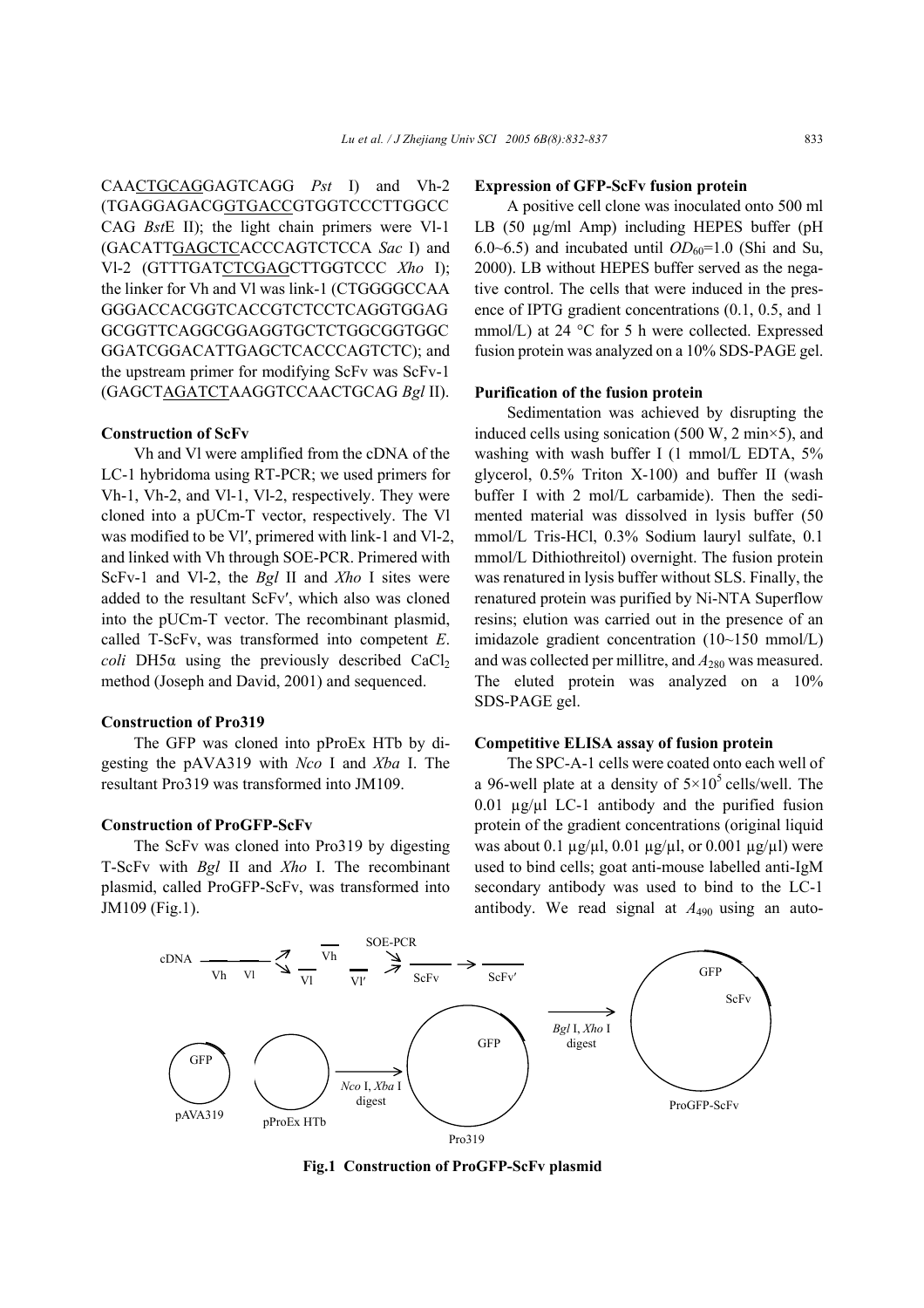CAACTGCAGGAGTCAGG *Pst* I) and Vh-2 (TGAGGAGACGGTGACCGTGGTCCCTTGGCC CAG *Bst*E II); the light chain primers were Vl-1 (GACATTGAGCTCACCCAGTCTCCA *Sac* I) and Vl-2 (GTTTGATCTCGAGCTTGGTCCC *Xho* I); the linker for Vh and Vl was link-1 (CTGGGGCCAA GGGACCACGGTCACCGTCTCCTCAGGTGGAG GCGGTTCAGGCGGAGGTGCTCTGGCGGTGGC GGATCGGACATTGAGCTCACCCAGTCTC); and the upstream primer for modifying ScFv was ScFv-1 (GAGCTAGATCTAAGGTCCAACTGCAG *Bgl* II).

### Construction of ScFv

Vh and Vl were amplified from the cDNA of the LC-1 hybridoma using RT-PCR; we used primers for Vh-1, Vh-2, and Vl-1, Vl-2, respectively. They were cloned into a pUCm-T vector, respectively. The Vl was modified to be Vl′, primered with link-1 and Vl-2, and linked with Vh through SOE-PCR. Primered with ScFv-1 and Vl-2, the *Bgl* II and *Xho* I sites were added to the resultant ScFv′, which also was cloned into the pUCm-T vector. The recombinant plasmid, called T-ScFv, was transformed into competent *E. coli* DH5α using the previously described $CaCl_2$ method (Joseph and David, 2001) and sequenced.

### Construction of Pro319

The GFP was cloned into pProEx HTb by digesting the pAVA319 with *Nco* I and *Xba* I. The resultant Pro319 was transformed into JM109.

### Construction of ProGFP-ScFv

The ScFv was cloned into Pro319 by digesting T-ScFv with *Bgl* II and *Xho* I. The recombinant plasmid, called ProGFP-ScFv, was transformed into JM109 (Fig.1).

### Expression of GFP-ScFv fusion protein

A positive cell clone was inoculated onto 500 ml LB (50 μg/ml Amp) including HEPES buffer (pH 6.0~6.5) and incubated until $OD_{60}$=1.0 (Shi and Su, 2000). LB without HEPES buffer served as the negative control. The cells that were induced in the presence of IPTG gradient concentrations (0.1, 0.5, and 1 mmol/L) at 24 °C for 5 h were collected. Expressed fusion protein was analyzed on a 10% SDS-PAGE gel.

### Purification of the fusion protein

Sedimentation was achieved by disrupting the induced cells using sonication (500 W, 2 min×5), and washing with wash buffer I (1 mmol/L EDTA, 5% glycerol, 0.5% Triton X-100) and buffer II (wash buffer I with 2 mol/L carbamide). Then the sedimented material was dissolved in lysis buffer (50 mmol/L Tris-HCl, 0.3% Sodium lauryl sulfate, 0.1 mmol/L Dithiothreitol) overnight. The fusion protein was renatured in lysis buffer without SLS. Finally, the renatured protein was purified by Ni-NTA Superflow resins; elution was carried out in the presence of an imidazole gradient concentration (10~150 mmol/L) and was collected per millitre, and $A_{280}$ was measured. The eluted protein was analyzed on a 10% SDS-PAGE gel.

### Competitive ELISA assay of fusion protein

The SPC-A-1 cells were coated onto each well of a 96-well plate at a density of $5\times10^5$ cells/well. The 0.01 μg/μl LC-1 antibody and the purified fusion protein of the gradient concentrations (original liquid was about 0.1 μg/μl, 0.01 μg/μl, or 0.001 μg/μl) were used to bind cells; goat anti-mouse labelled anti-IgM secondary antibody was used to bind to the LC-1 antibody. We read signal at $A_{490}$ using an auto-

**Fig.1 Construction of ProGFP-ScFv plasmid**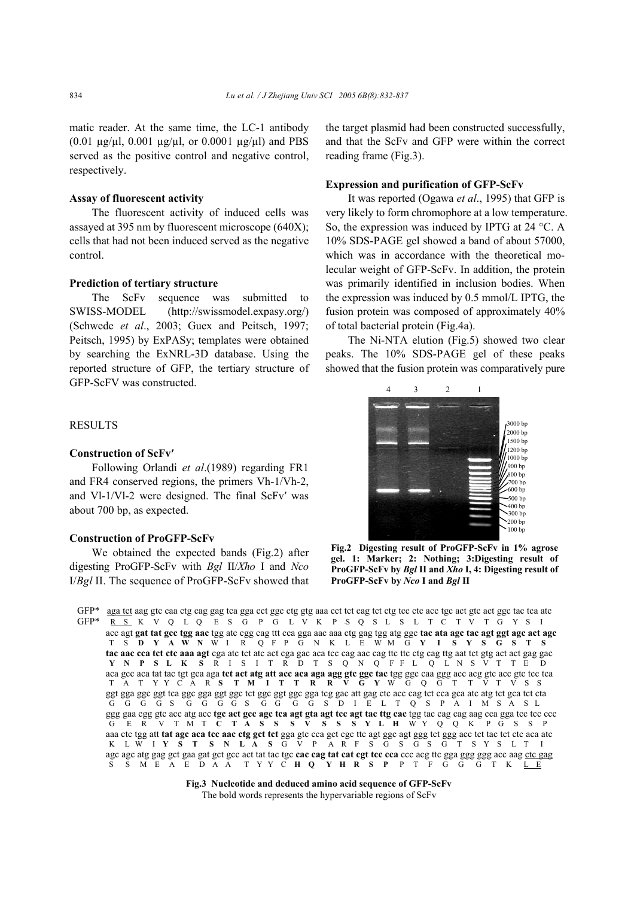matic reader. At the same time, the LC-1 antibody (0.01 μg/μl, 0.001 μg/μl, or 0.0001 μg/μl) and PBS served as the positive control and negative control, respectively.

### Assay of fluorescent activity

The fluorescent activity of induced cells was assayed at 395 nm by fluorescent microscope (640X); cells that had not been induced served as the negative control.

### Prediction of tertiary structure

The ScFv sequence was submitted to SWISS-MODEL (http://swissmodel.expasy.org/) (Schwede *et al*., 2003; Guex and Peitsch, 1997; Peitsch, 1995) by ExPASy; templates were obtained by searching the ExNRL-3D database. Using the reported structure of GFP, the tertiary structure of GFP-ScFV was constructed.

## RESULTS

### Construction of ScFv′

Following Orlandi *et al*.(1989) regarding FR1 and FR4 conserved regions, the primers Vh-1/Vh-2, and Vl-1/Vl-2 were designed. The final ScFv′ was about 700 bp, as expected.

### Construction of ProGFP-ScFv

We obtained the expected bands (Fig.2) after digesting ProGFP-ScFv with *Bgl* II/*Xho* I and *Nco* I/*Bgl* II. The sequence of ProGFP-ScFv showed that the target plasmid had been constructed successfully, and that the ScFv and GFP were within the correct reading frame (Fig.3).

### Expression and purification of GFP-ScFv

It was reported (Ogawa *et al*., 1995) that GFP is very likely to form chromophore at a low temperature. So, the expression was induced by IPTG at 24 °C. A 10% SDS-PAGE gel showed a band of about 57000, which was in accordance with the theoretical molecular weight of GFP-ScFv. In addition, the protein was primarily identified in inclusion bodies. When the expression was induced by 0.5 mmol/L IPTG, the fusion protein was composed of approximately 40% of total bacterial protein (Fig.4a).

The Ni-NTA elution (Fig.5) showed two clear peaks. The 10% SDS-PAGE gel of these peaks showed that the fusion protein was comparatively pure

**Fig.2 Digesting result of ProGFP-ScFv in 1% agrose gel. 1: Marker; 2: Nothing; 3:Digesting result of ProGFP-ScFv by *Bgl* II and *Xho* I, 4: Digesting result of ProGFP-ScFv by *Nco* I and *Bgl* II**

```
GFP*  aga tct aag gtc caa ctg cag gag tca gga cct ggc ctg gtg aaa cct tct cag tct ctg tcc ctc acc tgc act gtc act ggc tac tca atc
GFP*  R S  K  V  Q  L  Q  E  S  G  P  G  L  V  K  P  S  Q  S  L  S  L  T  C  T  V  T  G  Y  S  I
      acc agt gat tat gcc tgg aac tgg atc cgg cag ttt cca gga aac aaa ctg gag tgg atg ggc tac ata agc tac agt ggt agc act agc
      T  S  D  Y  A  W  N  W  I  R  Q  F  P  G  N  K  L  E  W  M  G  Y  I  S  Y  S  G  S  T  S
      tac aac cca tct ctc aaa agt cga atc tct atc act cga gac aca tcc cag aac cag ttc ttc ctg cag ttg aat tct gtg act act gag gac
      Y  N  P  S  L  K  S  R  I  S  I  T  R  D  T  S  Q  N  Q  F  F  L  Q  L  N  S  V  T  T  E  D
      aca gcc aca tat tac tgt gca aga tct act atg att acc aca aga agg gtc ggc tac tgg ggc caa ggg acc acg gtc acc gtc tcc tca
      T  A  T  Y  Y  C  A  R  S  T  M  I  T  T  R  R  V  G  Y  W  G  Q  G  T  T  V  T  V  S  S
      ggt gga ggc ggt tca ggc gga ggt ggc tct ggc ggt ggc gga tcg gac att gag ctc acc cag tct cca gca atc atg tct gca tct cta
      G  G  G  G  S  G  G  G  G  S  G  G  G  G  S  D  I  E  L  T  Q  S  P  A  I  M  S  A  S  L
      ggg gaa cgg gtc acc atg acc tgc act gcc agc tca agt gta agt tcc agt tac ttg cac tgg tac cag cag aag cca gga tcc tcc ccc
      G  E  R  V  T  M  T  C  T  A  S  S  S  V  S  S  S  Y  L  H  W  Y  Q  Q  K  P  G  S  S  P
      aaa ctc tgg att tat agc aca tcc aac ctg gct tct gga gtc cca gct cgc ttc agt ggc agt ggg tct ggg acc tct tac tct ctc aca atc
      K  L  W  I  Y  S  T  S  N  L  A  S  G  V  P  A  R  F  S  G  S  G  S  G  T  S  Y  S  L  T  I
      agc agc atg gag gct gaa gat gct gcc act tat tac tgc cac cag tat cat cgt tcc cca ccc acg ttc gga ggg ggg acc aag ctc gag
      S  S  M  E  A  E  D  A  A  T  Y  Y  C  H  Q  Y  H  R  S  P  P  T  F  G  G  G  T  K  L  E
```

**Fig.3 Nucleotide and deduced amino acid sequence of GFP-ScFv**

The bold words represents the hypervariable regions of ScFv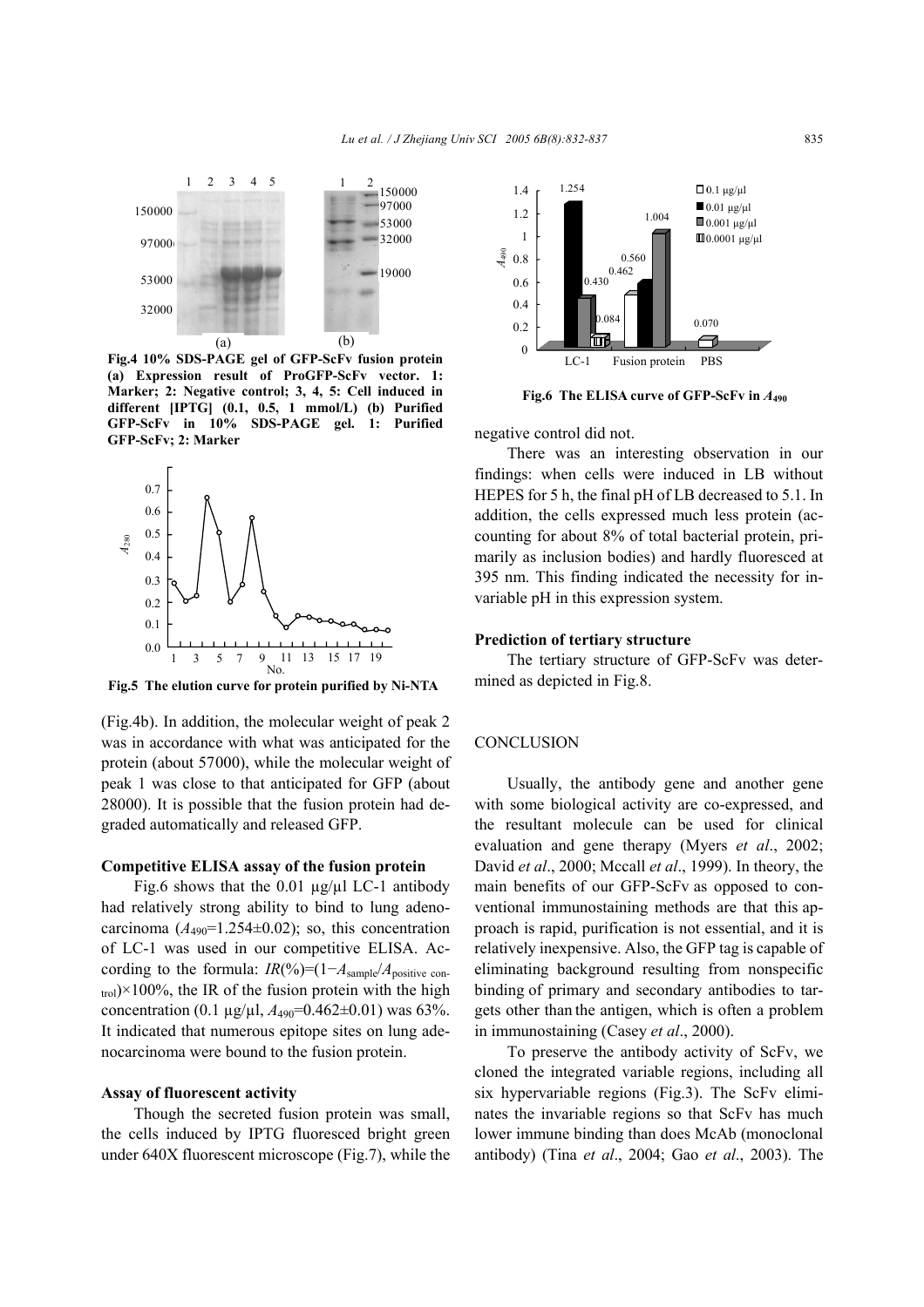Fig.4 10% SDS-PAGE gel of GFP-ScFv fusion protein (a) Expression result of ProGFP-ScFv vector. 1: Marker; 2: Negative control; 3, 4, 5: Cell induced in different [IPTG] (0.1, 0.5, 1 mmol/L) (b) Purified GFP-ScFv in 10% SDS-PAGE gel. 1: Purified GFP-ScFv; 2: Marker

Fig.5 The elution curve for protein purified by Ni-NTA

(Fig.4b). In addition, the molecular weight of peak 2 was in accordance with what was anticipated for the protein (about 57000), while the molecular weight of peak 1 was close to that anticipated for GFP (about 28000). It is possible that the fusion protein had degraded automatically and released GFP.

#### Competitive ELISA assay of the fusion protein

Fig.6 shows that the 0.01 μg/μl LC-1 antibody had relatively strong ability to bind to lung adenocarcinoma ($A_{490}$=1.254±0.02); so, this concentration of LC-1 was used in our competitive ELISA. According to the formula: $IR(\%)=(1-A_{\text{sample}}/A_{\text{positive control}})\times 100\%$, the IR of the fusion protein with the high concentration (0.1 μg/μl, $A_{490}$=0.462±0.01) was 63%. It indicated that numerous epitope sites on lung adenocarcinoma were bound to the fusion protein.

#### Assay of fluorescent activity

Though the secreted fusion protein was small, the cells induced by IPTG fluoresced bright green under 640X fluorescent microscope (Fig.7), while the negative control did not.

Fig.6 The ELISA curve of GFP-ScFv in $A_{490}$

There was an interesting observation in our findings: when cells were induced in LB without HEPES for 5 h, the final pH of LB decreased to 5.1. In addition, the cells expressed much less protein (accounting for about 8% of total bacterial protein, primarily as inclusion bodies) and hardly fluoresced at 395 nm. This finding indicated the necessity for invariable pH in this expression system.

#### Prediction of tertiary structure

The tertiary structure of GFP-ScFv was determined as depicted in Fig.8.

## CONCLUSION

Usually, the antibody gene and another gene with some biological activity are co-expressed, and the resultant molecule can be used for clinical evaluation and gene therapy (Myers *et al*., 2002; David *et al*., 2000; Mccall *et al*., 1999). In theory, the main benefits of our GFP-ScFv as opposed to conventional immunostaining methods are that this approach is rapid, purification is not essential, and it is relatively inexpensive. Also, the GFP tag is capable of eliminating background resulting from nonspecific binding of primary and secondary antibodies to targets other than the antigen, which is often a problem in immunostaining (Casey *et al*., 2000).

To preserve the antibody activity of ScFv, we cloned the integrated variable regions, including all six hypervariable regions (Fig.3). The ScFv eliminates the invariable regions so that ScFv has much lower immune binding than does McAb (monoclonal antibody) (Tina *et al*., 2004; Gao *et al*., 2003). The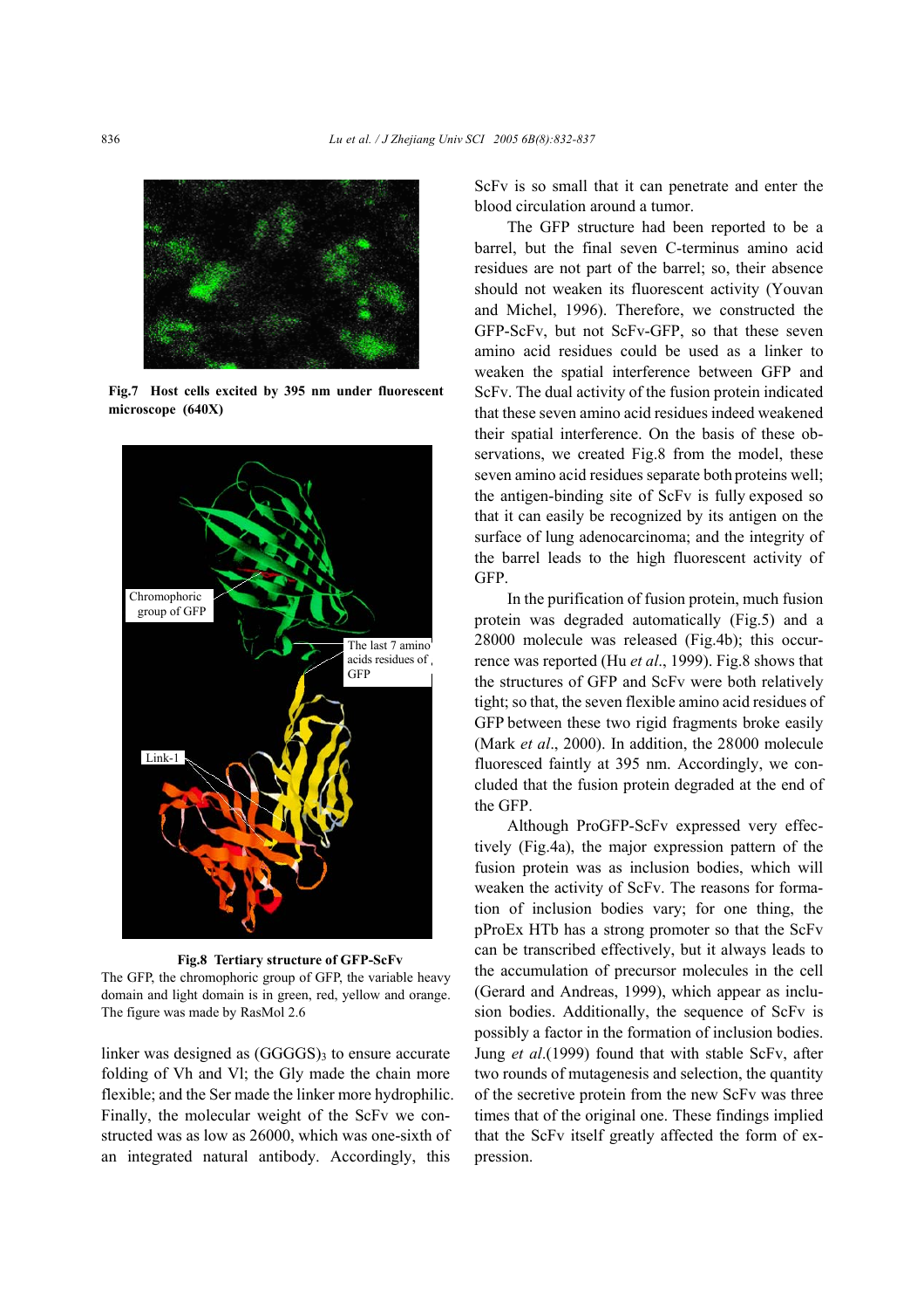**Fig.7 Host cells excited by 395 nm under fluorescent microscope (640X)**

**Fig.8 Tertiary structure of GFP-ScFv**

The GFP, the chromophoric group of GFP, the variable heavy domain and light domain is in green, red, yellow and orange. The figure was made by RasMol 2.6

linker was designed as $(GGGGS)_3$ to ensure accurate folding of Vh and Vl; the Gly made the chain more flexible; and the Ser made the linker more hydrophilic. Finally, the molecular weight of the ScFv we constructed was as low as 26000, which was one-sixth of an integrated natural antibody. Accordingly, this ScFv is so small that it can penetrate and enter the blood circulation around a tumor.

The GFP structure had been reported to be a barrel, but the final seven C-terminus amino acid residues are not part of the barrel; so, their absence should not weaken its fluorescent activity (Youvan and Michel, 1996). Therefore, we constructed the GFP-ScFv, but not ScFv-GFP, so that these seven amino acid residues could be used as a linker to weaken the spatial interference between GFP and ScFv. The dual activity of the fusion protein indicated that these seven amino acid residues indeed weakened their spatial interference. On the basis of these observations, we created Fig.8 from the model, these seven amino acid residues separate both proteins well; the antigen-binding site of ScFv is fully exposed so that it can easily be recognized by its antigen on the surface of lung adenocarcinoma; and the integrity of the barrel leads to the high fluorescent activity of GFP.

In the purification of fusion protein, much fusion protein was degraded automatically (Fig.5) and a 28000 molecule was released (Fig.4b); this occurrence was reported (Hu *et al*., 1999). Fig.8 shows that the structures of GFP and ScFv were both relatively tight; so that, the seven flexible amino acid residues of GFP between these two rigid fragments broke easily (Mark *et al*., 2000). In addition, the 28000 molecule fluoresced faintly at 395 nm. Accordingly, we concluded that the fusion protein degraded at the end of the GFP.

Although ProGFP-ScFv expressed very effectively (Fig.4a), the major expression pattern of the fusion protein was as inclusion bodies, which will weaken the activity of ScFv. The reasons for formation of inclusion bodies vary; for one thing, the pProEx HTb has a strong promoter so that the ScFv can be transcribed effectively, but it always leads to the accumulation of precursor molecules in the cell (Gerard and Andreas, 1999), which appear as inclusion bodies. Additionally, the sequence of ScFv is possibly a factor in the formation of inclusion bodies. Jung *et al*.(1999) found that with stable ScFv, after two rounds of mutagenesis and selection, the quantity of the secretive protein from the new ScFv was three times that of the original one. These findings implied that the ScFv itself greatly affected the form of expression.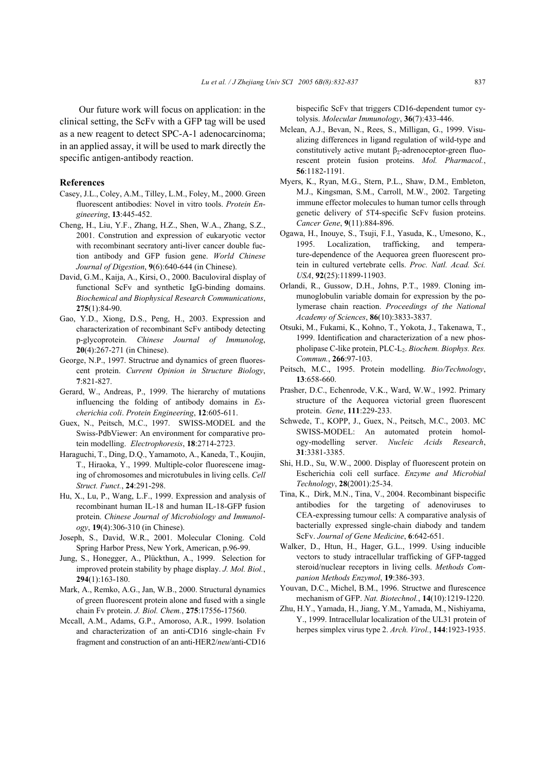Our future work will focus on application: in the clinical setting, the ScFv with a GFP tag will be used as a new reagent to detect SPC-A-1 adenocarcinoma; in an applied assay, it will be used to mark directly the specific antigen-antibody reaction.

## References

Casey, J.L., Coley, A.M., Tilley, L.M., Foley, M., 2000. Green fluorescent antibodies: Novel in vitro tools. *Protein Engineering*, **13**:445-452.

Cheng, H., Liu, Y.F., Zhang, H.Z., Shen, W.A., Zhang, S.Z., 2001. Constrution and expression of eukaryotic vector with recombinant secratory anti-liver cancer double fuction antibody and GFP fusion gene. *World Chinese Journal of Digestion*, **9**(6):640-644 (in Chinese).

David, G.M., Kaija, A., Kirsi, O., 2000. Baculoviral display of functional ScFv and synthetic IgG-binding domains. *Biochemical and Biophysical Research Communications*, **275**(1):84-90.

Gao, Y.D., Xiong, D.S., Peng, H., 2003. Expression and characterization of recombinant ScFv antibody detecting p-glycoprotein. *Chinese Journal of Immunolog*, **20**(4):267-271 (in Chinese).

George, N.P., 1997. Structrue and dynamics of green fluorescent protein. *Current Opinion in Structure Biology*, **7**:821-827.

Gerard, W., Andreas, P., 1999. The hierarchy of mutations influencing the folding of antibody domains in *Escherichia coli*. *Protein Engineering*, **12**:605-611.

Guex, N., Peitsch, M.C., 1997. SWISS-MODEL and the Swiss-PdbViewer: An environment for comparative protein modelling. *Electrophoresis*, **18**:2714-2723.

Haraguchi, T., Ding, D.Q., Yamamoto, A., Kaneda, T., Koujin, T., Hiraoka, Y., 1999. Multiple-color fluorescene imaging of chromosomes and microtubules in living cells. *Cell Struct. Funct.*, **24**:291-298.

Hu, X., Lu, P., Wang, L.F., 1999. Expression and analysis of recombinant human IL-18 and human IL-18-GFP fusion protein. *Chinese Journal of Microbiology and Immunology*, **19**(4):306-310 (in Chinese).

Joseph, S., David, W.R., 2001. Molecular Cloning. Cold Spring Harbor Press, New York, American, p.96-99.

Jung, S., Honegger, A., Plückthun, A., 1999. Selection for improved protein stability by phage display. *J. Mol. Biol.*, **294**(1):163-180.

Mark, A., Remko, A.G., Jan, W.B., 2000. Structural dynamics of green fluorescent protein alone and fused with a single chain Fv protein. *J. Biol. Chem.*, **275**:17556-17560.

Mccall, A.M., Adams, G.P., Amoroso, A.R., 1999. Isolation and characterization of an anti-CD16 single-chain Fv fragment and construction of an anti-HER2/*neu*/anti-CD16 bispecific ScFv that triggers CD16-dependent tumor cytolysis. *Molecular Immunology*, **36**(7):433-446.

Mclean, A.J., Bevan, N., Rees, S., Milligan, G., 1999. Visualizing differences in ligand regulation of wild-type and constitutively active mutant $\beta_2$-adrenoceptor-green fluorescent protein fusion proteins. *Mol. Pharmacol.*, **56**:1182-1191.

Myers, K., Ryan, M.G., Stern, P.L., Shaw, D.M., Embleton, M.J., Kingsman, S.M., Carroll, M.W., 2002. Targeting immune effector molecules to human tumor cells through genetic delivery of 5T4-specific ScFv fusion proteins. *Cancer Gene*, **9**(11):884-896.

Ogawa, H., Inouye, S., Tsuji, F.I., Yasuda, K., Umesono, K., 1995. Localization, trafficking, and temperature-dependence of the Aequorea green fluorescent protein in cultured vertebrate cells. *Proc. Natl. Acad. Sci. USA*, **92**(25):11899-11903.

Orlandi, R., Gussow, D.H., Johns, P.T., 1989. Cloning immunoglobulin variable domain for expression by the polymerase chain reaction. *Proceedings of the National Academy of Sciences*, **86**(10):3833-3837.

Otsuki, M., Fukami, K., Kohno, T., Yokota, J., Takenawa, T., 1999. Identification and characterization of a new phospholipase C-like protein, PLC-$L_2$. *Biochem. Biophys. Res. Commun.*, **266**:97-103.

Peitsch, M.C., 1995. Protein modelling. *Bio/Technology*, **13**:658-660.

Prasher, D.C., Echenrode, V.K., Ward, W.W., 1992. Primary structure of the Aequorea victorial green fluorescent protein. *Gene*, **111**:229-233.

Schwede, T., KOPP, J., Guex, N., Peitsch, M.C., 2003. MC SWISS-MODEL: An automated protein homology-modelling server. *Nucleic Acids Research*, **31**:3381-3385.

Shi, H.D., Su, W.W., 2000. Display of fluorescent protein on Escherichia coli cell surface. *Enzyme and Microbial Technology*, **28**(2001):25-34.

Tina, K., Dirk, M.N., Tina, V., 2004. Recombinant bispecific antibodies for the targeting of adenoviruses to CEA-expressing tumour cells: A comparative analysis of bacterially expressed single-chain diabody and tandem ScFv. *Journal of Gene Medicine*, **6**:642-651.

Walker, D., Htun, H., Hager, G.L., 1999. Using inducible vectors to study intracellular trafficking of GFP-tagged steroid/nuclear receptors in living cells. *Methods Companion Methods Enzymol*, **19**:386-393.

Youvan, D.C., Michel, B.M., 1996. Structwe and flurescence mechanism of GFP. *Nat. Biotechnol.*, **14**(10):1219-1220.

Zhu, H.Y., Yamada, H., Jiang, Y.M., Yamada, M., Nishiyama, Y., 1999. Intracellular localization of the UL31 protein of herpes simplex virus type 2. *Arch. Virol.*, **144**:1923-1935.